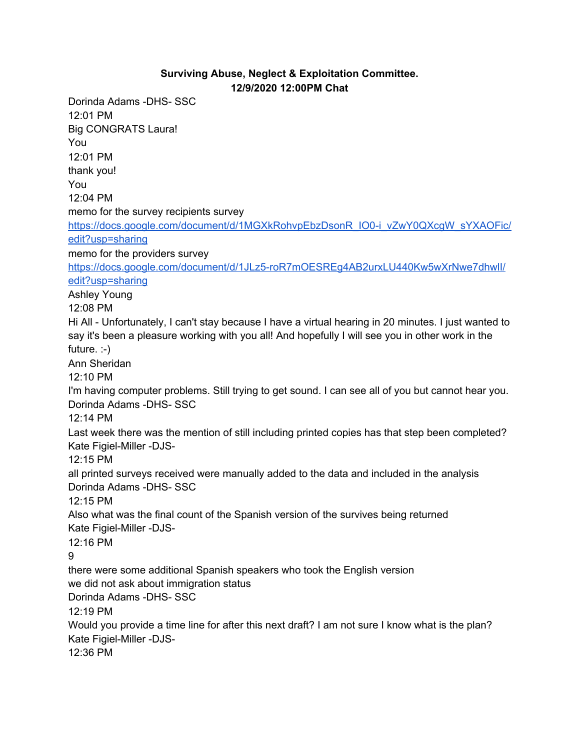**Surviving Abuse, Neglect & Exploitation Committee.**
**12/9/2020 12:00PM Chat**

Dorinda Adams -DHS- SSC
12:01 PM
Big CONGRATS Laura!

You
12:01 PM
thank you!

You
12:04 PM
memo for the survey recipients survey
https://docs.google.com/document/d/1MGXkRohvpEbzDsonR_IO0-i_vZwY0QXcgW_sYXAOFic/edit?usp=sharing
memo for the providers survey
https://docs.google.com/document/d/1JLz5-roR7mOESREg4AB2urxLU440Kw5wXrNwe7dhwlI/edit?usp=sharing

Ashley Young
12:08 PM
Hi All - Unfortunately, I can't stay because I have a virtual hearing in 20 minutes. I just wanted to say it's been a pleasure working with you all! And hopefully I will see you in other work in the future. :-)

Ann Sheridan
12:10 PM
I'm having computer problems. Still trying to get sound. I can see all of you but cannot hear you.

Dorinda Adams -DHS- SSC
12:14 PM
Last week there was the mention of still including printed copies has that step been completed?

Kate Figiel-Miller -DJS-
12:15 PM
all printed surveys received were manually added to the data and included in the analysis

Dorinda Adams -DHS- SSC
12:15 PM
Also what was the final count of the Spanish version of the survives being returned

Kate Figiel-Miller -DJS-
12:16 PM
9
there were some additional Spanish speakers who took the English version
we did not ask about immigration status

Dorinda Adams -DHS- SSC
12:19 PM
Would you provide a time line for after this next draft? I am not sure I know what is the plan?

Kate Figiel-Miller -DJS-
12:36 PM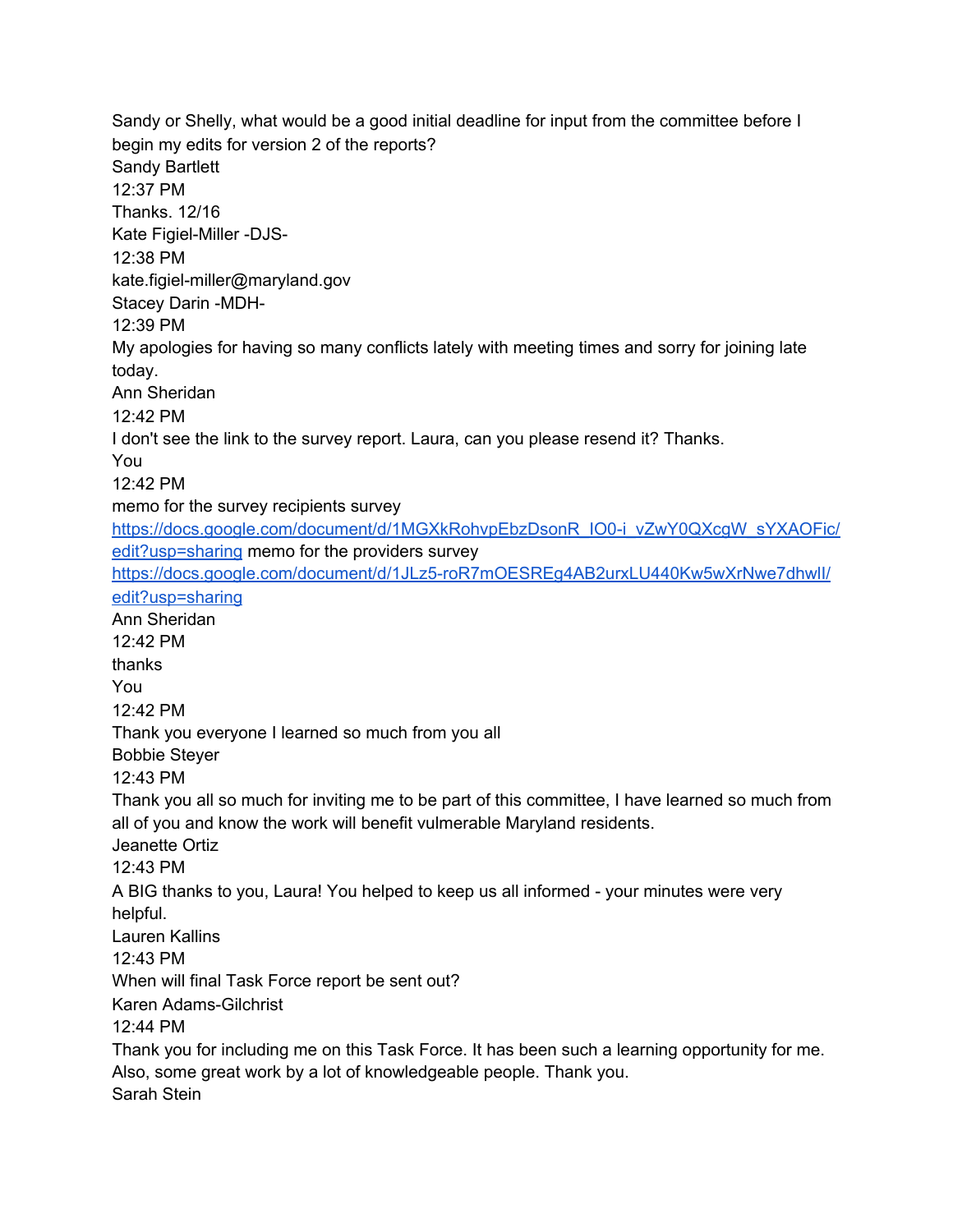Sandy or Shelly, what would be a good initial deadline for input from the committee before I begin my edits for version 2 of the reports?

Sandy Bartlett

12:37 PM

Thanks. 12/16

Kate Figiel-Miller -DJS-

12:38 PM

kate.figiel-miller@maryland.gov

Stacey Darin -MDH-

12:39 PM

My apologies for having so many conflicts lately with meeting times and sorry for joining late today.

Ann Sheridan

12:42 PM

I don't see the link to the survey report. Laura, can you please resend it? Thanks.

You

12:42 PM

memo for the survey recipients survey [https://docs.google.com/document/d/1MGXkRohvpEbzDsonR_IO0-i_vZwY0QXcgW_sYXAOFic/edit?usp=sharing](https://docs.google.com/document/d/1MGXkRohvpEbzDsonR_IO0-i_vZwY0QXcgW_sYXAOFic/edit?usp=sharing) memo for the providers survey [https://docs.google.com/document/d/1JLz5-roR7mOESREg4AB2urxLU440Kw5wXrNwe7dhwlI/edit?usp=sharing](https://docs.google.com/document/d/1JLz5-roR7mOESREg4AB2urxLU440Kw5wXrNwe7dhwlI/edit?usp=sharing)

Ann Sheridan

12:42 PM

thanks

You

12:42 PM

Thank you everyone I learned so much from you all

Bobbie Steyer

12:43 PM

Thank you all so much for inviting me to be part of this committee, I have learned so much from all of you and know the work will benefit vulmerable Maryland residents.

Jeanette Ortiz

12:43 PM

A BIG thanks to you, Laura! You helped to keep us all informed - your minutes were very helpful.

Lauren Kallins

12:43 PM

When will final Task Force report be sent out?

Karen Adams-Gilchrist

12:44 PM

Thank you for including me on this Task Force. It has been such a learning opportunity for me. Also, some great work by a lot of knowledgeable people. Thank you.

Sarah Stein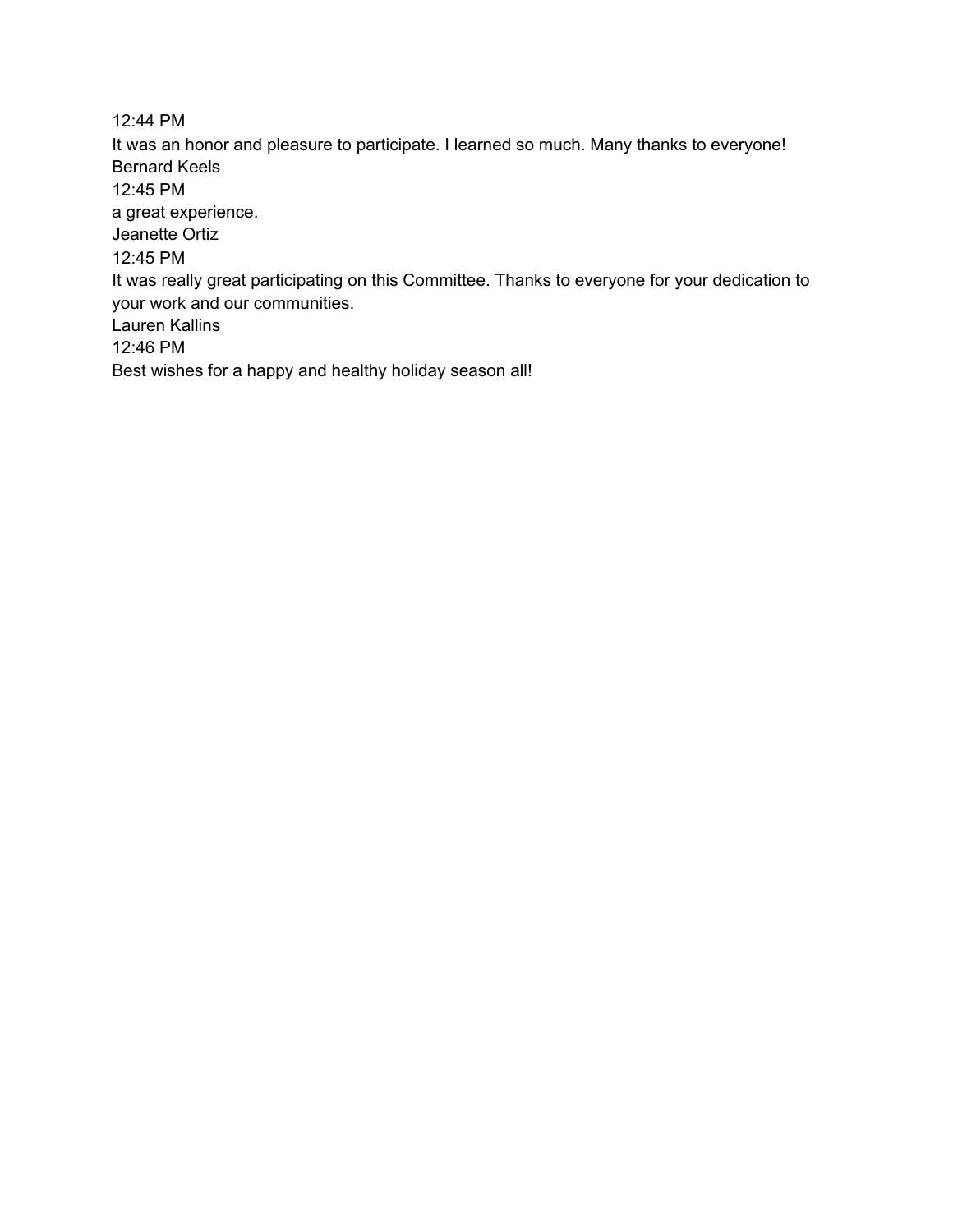12:44 PM
It was an honor and pleasure to participate. I learned so much. Many thanks to everyone!
Bernard Keels
12:45 PM
a great experience.
Jeanette Ortiz
12:45 PM
It was really great participating on this Committee. Thanks to everyone for your dedication to your work and our communities.
Lauren Kallins
12:46 PM
Best wishes for a happy and healthy holiday season all!